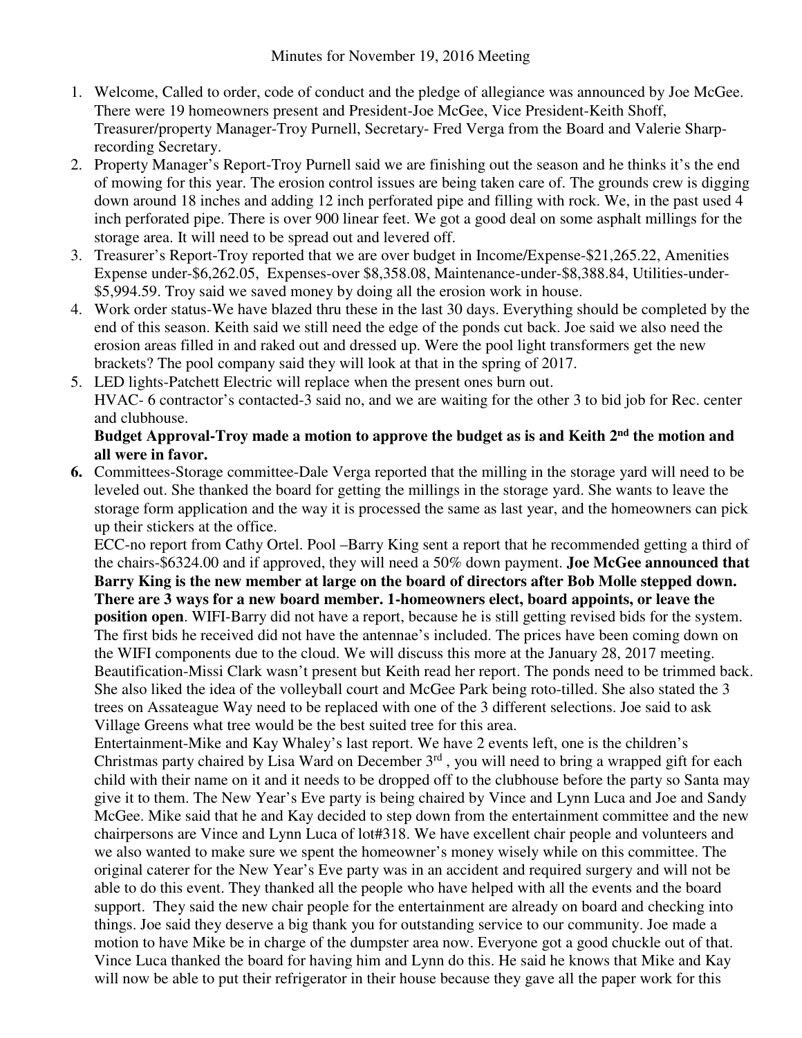Minutes for November 19, 2016 Meeting

1. Welcome, Called to order, code of conduct and the pledge of allegiance was announced by Joe McGee. There were 19 homeowners present and President-Joe McGee, Vice President-Keith Shoff, Treasurer/property Manager-Troy Purnell, Secretary- Fred Verga from the Board and Valerie Sharp-recording Secretary.
2. Property Manager's Report-Troy Purnell said we are finishing out the season and he thinks it's the end of mowing for this year. The erosion control issues are being taken care of. The grounds crew is digging down around 18 inches and adding 12 inch perforated pipe and filling with rock. We, in the past used 4 inch perforated pipe. There is over 900 linear feet. We got a good deal on some asphalt millings for the storage area. It will need to be spread out and levered off.
3. Treasure's Report-Troy reported that we are over budget in Income/Expense-$21,265.22, Amenities Expense under-$6,262.05, Expenses-over $8,358.08, Maintenance-under-$8,388.84, Utilities-under-$5,994.59. Troy said we saved money by doing all the erosion work in house.
4. Work order status-We have blazed thru these in the last 30 days. Everything should be completed by the end of this season. Keith said we still need the edge of the ponds cut back. Joe said we also need the erosion areas filled in and raked out and dressed up. Were the pool light transformers get the new brackets? The pool company said they will look at that in the spring of 2017.
5. LED lights-Patchett Electric will replace when the present ones burn out.
   HVAC- 6 contractor's contacted-3 said no, and we are waiting for the other 3 to bid job for Rec. center and clubhouse.
   **Budget Approval-Troy made a motion to approve the budget as is and Keith 2nd the motion and all were in favor.**
6. Committees-Storage committee-Dale Verga reported that the milling in the storage yard will need to be leveled out. She thanked the board for getting the millings in the storage yard. She wants to leave the storage form application and the way it is processed the same as last year, and the homeowners can pick up their stickers at the office.
   ECC-no report from Cathy Ortel. Pool –Barry King sent a report that he recommended getting a third of the chairs-$6324.00 and if approved, they will need a 50% down payment. **Joe McGee announced that Barry King is the new member at large on the board of directors after Bob Molle stepped down. There are 3 ways for a new board member. 1-homeowners elect, board appoints, or leave the position open**. WIFI-Barry did not have a report, because he is still getting revised bids for the system. The first bids he received did not have the antennae's included. The prices have been coming down on the WIFI components due to the cloud. We will discuss this more at the January 28, 2017 meeting. Beautification-Missi Clark wasn't present but Keith read her report. The ponds need to be trimmed back. She also liked the idea of the volleyball court and McGee Park being roto-tilled. She also stated the 3 trees on Assateague Way need to be replaced with one of the 3 different selections. Joe said to ask Village Greens what tree would be the best suited tree for this area.
   Entertainment-Mike and Kay Whaley's last report. We have 2 events left, one is the children's Christmas party chaired by Lisa Ward on December 3rd , you will need to bring a wrapped gift for each child with their name on it and it needs to be dropped off to the clubhouse before the party so Santa may give it to them. The New Year's Eve party is being chaired by Vince and Lynn Luca and Joe and Sandy McGee. Mike said that he and Kay decided to step down from the entertainment committee and the new chairpersons are Vince and Lynn Luca of lot#318. We have excellent chair people and volunteers and we also wanted to make sure we spent the homeowner's money wisely while on this committee. The original caterer for the New Year's Eve party was in an accident and required surgery and will not be able to do this event. They thanked all the people who have helped with all the events and the board support. They said the new chair people for the entertainment are already on board and checking into things. Joe said they deserve a big thank you for outstanding service to our community. Joe made a motion to have Mike be in charge of the dumpster area now. Everyone got a good chuckle out of that. Vince Luca thanked the board for having him and Lynn do this. He said he knows that Mike and Kay will now be able to put their refrigerator in their house because they gave all the paper work for this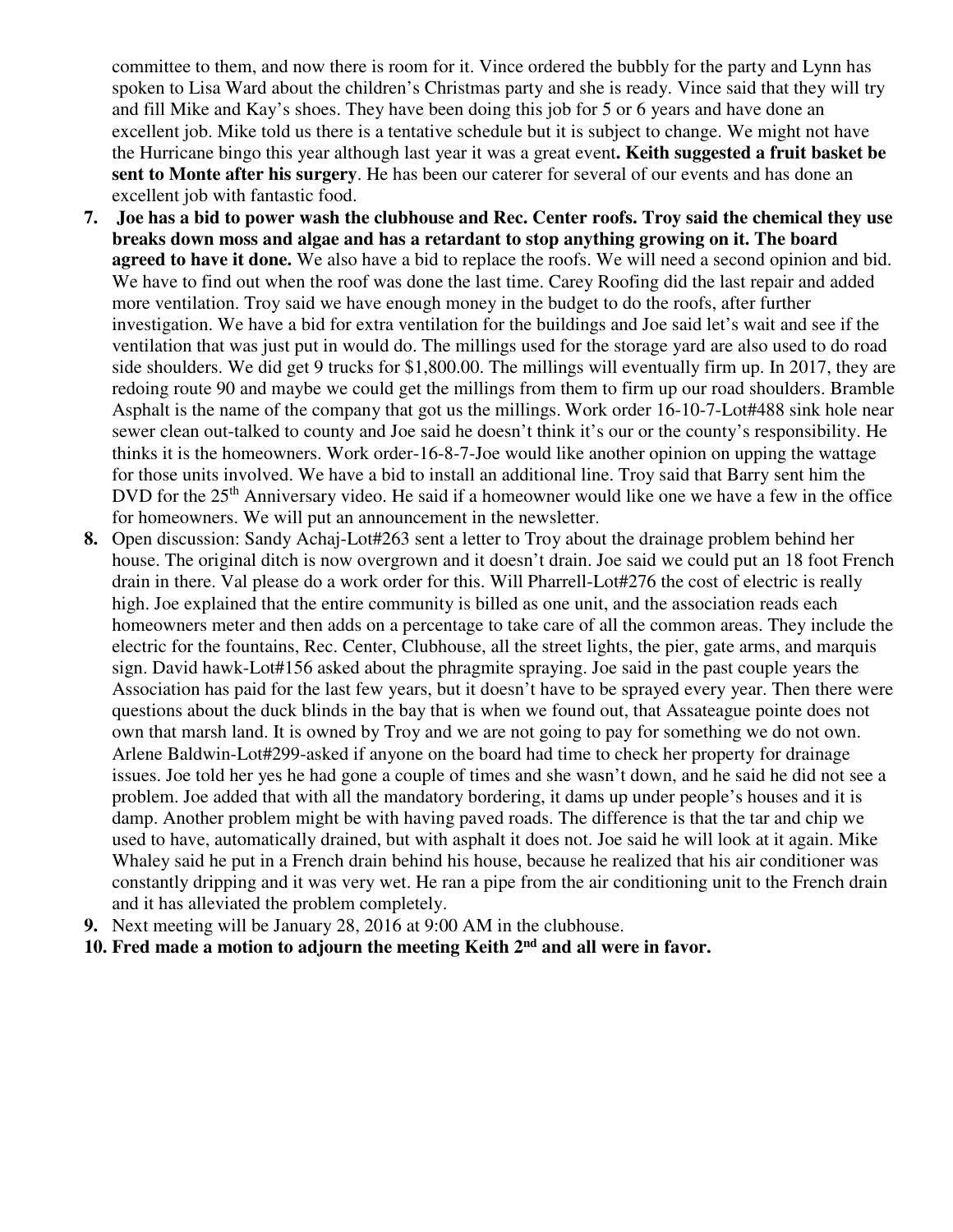committee to them, and now there is room for it. Vince ordered the bubbly for the party and Lynn has spoken to Lisa Ward about the children's Christmas party and she is ready. Vince said that they will try and fill Mike and Kay's shoes. They have been doing this job for 5 or 6 years and have done an excellent job. Mike told us there is a tentative schedule but it is subject to change. We might not have the Hurricane bingo this year although last year it was a great event**. Keith suggested a fruit basket be sent to Monte after his surgery**. He has been our caterer for several of our events and has done an excellent job with fantastic food.

7. **Joe has a bid to power wash the clubhouse and Rec. Center roofs. Troy said the chemical they use breaks down moss and algae and has a retardant to stop anything growing on it. The board agreed to have it done.** We also have a bid to replace the roofs. We will need a second opinion and bid. We have to find out when the roof was done the last time. Carey Roofing did the last repair and added more ventilation. Troy said we have enough money in the budget to do the roofs, after further investigation. We have a bid for extra ventilation for the buildings and Joe said let's wait and see if the ventilation that was just put in would do. The millings used for the storage yard are also used to do road side shoulders. We did get 9 trucks for $1,800.00. The millings will eventually firm up. In 2017, they are redoing route 90 and maybe we could get the millings from them to firm up our road shoulders. Bramble Asphalt is the name of the company that got us the millings. Work order 16-10-7-Lot#488 sink hole near sewer clean out-talked to county and Joe said he doesn't think it's our or the county's responsibility. He thinks it is the homeowners. Work order-16-8-7-Joe would like another opinion on upping the wattage for those units involved. We have a bid to install an additional line. Troy said that Barry sent him the DVD for the 25th Anniversary video. He said if a homeowner would like one we have a few in the office for homeowners. We will put an announcement in the newsletter.
8. Open discussion: Sandy Achaj-Lot#263 sent a letter to Troy about the drainage problem behind her house. The original ditch is now overgrown and it doesn't drain. Joe said we could put an 18 foot French drain in there. Val please do a work order for this. Will Pharrell-Lot#276 the cost of electric is really high. Joe explained that the entire community is billed as one unit, and the association reads each homeowners meter and then adds on a percentage to take care of all the common areas. They include the electric for the fountains, Rec. Center, Clubhouse, all the street lights, the pier, gate arms, and marquis sign. David hawk-Lot#156 asked about the phragmite spraying. Joe said in the past couple years the Association has paid for the last few years, but it doesn't have to be sprayed every year. Then there were questions about the duck blinds in the bay that is when we found out, that Assateague pointe does not own that marsh land. It is owned by Troy and we are not going to pay for something we do not own. Arlene Baldwin-Lot#299-asked if anyone on the board had time to check her property for drainage issues. Joe told her yes he had gone a couple of times and she wasn't down, and he said he did not see a problem. Joe added that with all the mandatory bordering, it dams up under people's houses and it is damp. Another problem might be with having paved roads. The difference is that the tar and chip we used to have, automatically drained, but with asphalt it does not. Joe said he will look at it again. Mike Whaley said he put in a French drain behind his house, because he realized that his air conditioner was constantly dripping and it was very wet. He ran a pipe from the air conditioning unit to the French drain and it has alleviated the problem completely.
9. Next meeting will be January 28, 2016 at 9:00 AM in the clubhouse.
10. **Fred made a motion to adjourn the meeting Keith 2nd and all were in favor.**